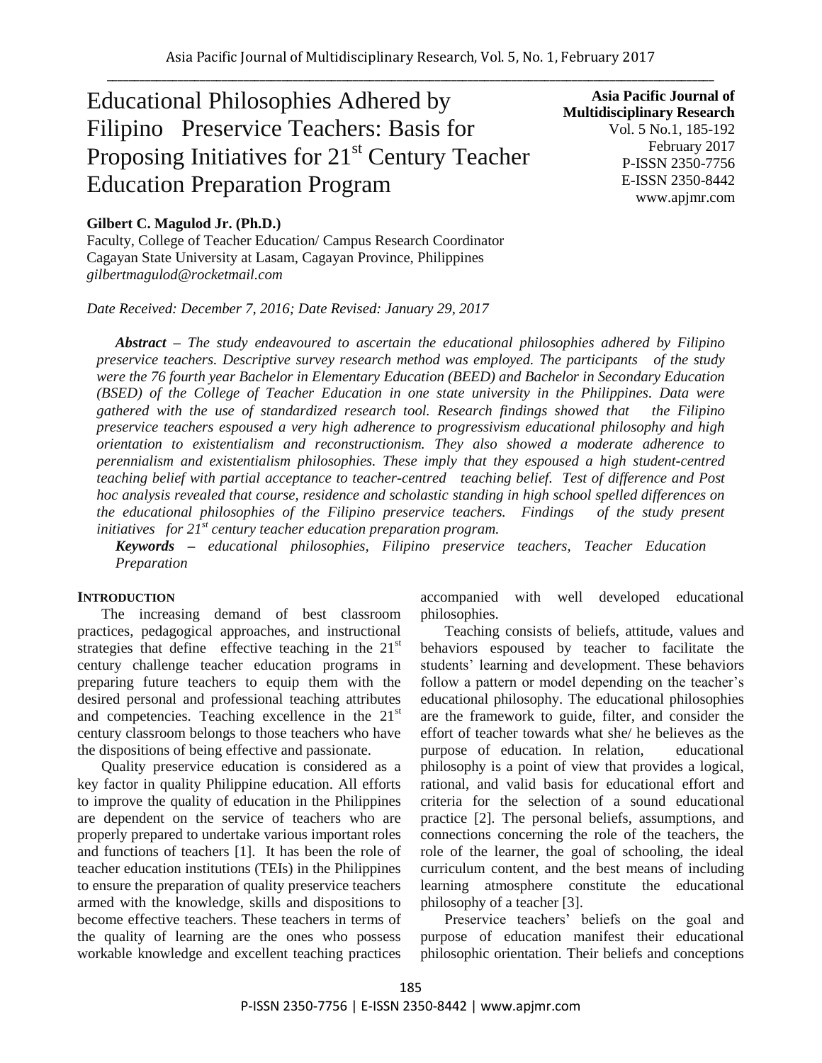# Educational Philosophies Adhered by Filipino Preservice Teachers: Basis for Proposing Initiatives for 21st Century Teacher Education Preparation Program

**Asia Pacific Journal of Multidisciplinary Research**
Vol. 5 No.1, 185-192
February 2017
P-ISSN 2350-7756
E-ISSN 2350-8442
www.apjmr.com

**Gilbert C. Magulod Jr. (Ph.D.)**
Faculty, College of Teacher Education/ Campus Research Coordinator
Cagayan State University at Lasam, Cagayan Province, Philippines
*gilbertmagulod@rocketmail.com*

*Date Received: December 7, 2016; Date Revised: January 29, 2017*

***Abstract*** *– The study endeavoured to ascertain the educational philosophies adhered by Filipino preservice teachers. Descriptive survey research method was employed. The participants of the study were the 76 fourth year Bachelor in Elementary Education (BEED) and Bachelor in Secondary Education (BSED) of the College of Teacher Education in one state university in the Philippines. Data were gathered with the use of standardized research tool. Research findings showed that the Filipino preservice teachers espoused a very high adherence to progressivism educational philosophy and high orientation to existentialism and reconstructionism. They also showed a moderate adherence to perennialism and existentialism philosophies. These imply that they espoused a high student-centred teaching belief with partial acceptance to teacher-centred teaching belief. Test of difference and Post hoc analysis revealed that course, residence and scholastic standing in high school spelled differences on the educational philosophies of the Filipino preservice teachers. Findings of the study present initiatives for 21st century teacher education preparation program.*

***Keywords*** *– educational philosophies, Filipino preservice teachers, Teacher Education Preparation*

## INTRODUCTION

The increasing demand of best classroom practices, pedagogical approaches, and instructional strategies that define effective teaching in the 21st century challenge teacher education programs in preparing future teachers to equip them with the desired personal and professional teaching attributes and competencies. Teaching excellence in the 21st century classroom belongs to those teachers who have the dispositions of being effective and passionate.

Quality preservice education is considered as a key factor in quality Philippine education. All efforts to improve the quality of education in the Philippines are dependent on the service of teachers who are properly prepared to undertake various important roles and functions of teachers [1]. It has been the role of teacher education institutions (TEIs) in the Philippines to ensure the preparation of quality preservice teachers armed with the knowledge, skills and dispositions to become effective teachers. These teachers in terms of the quality of learning are the ones who possess workable knowledge and excellent teaching practices accompanied with well developed educational philosophies.

Teaching consists of beliefs, attitude, values and behaviors espoused by teacher to facilitate the students' learning and development. These behaviors follow a pattern or model depending on the teacher's educational philosophy. The educational philosophies are the framework to guide, filter, and consider the effort of teacher towards what she/ he believes as the purpose of education. In relation, educational philosophy is a point of view that provides a logical, rational, and valid basis for educational effort and criteria for the selection of a sound educational practice [2]. The personal beliefs, assumptions, and connections concerning the role of the teachers, the role of the learner, the goal of schooling, the ideal curriculum content, and the best means of including learning atmosphere constitute the educational philosophy of a teacher [3].

Preservice teachers' beliefs on the goal and purpose of education manifest their educational philosophic orientation. Their beliefs and conceptions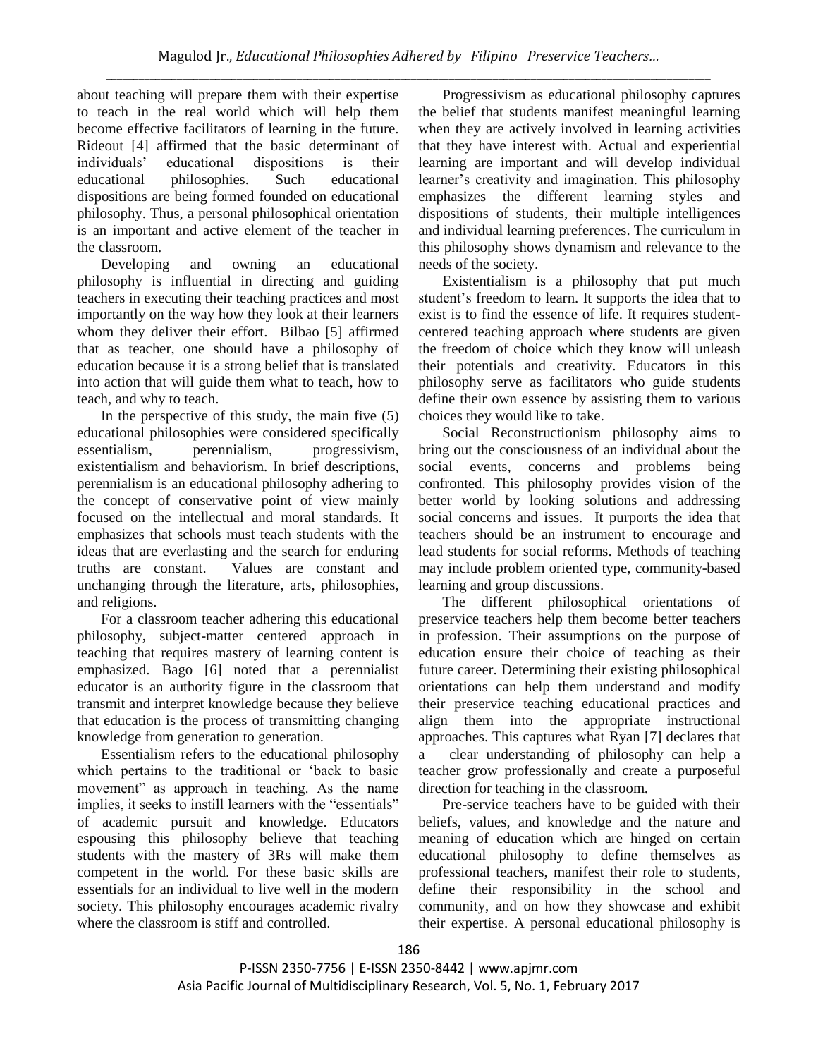about teaching will prepare them with their expertise to teach in the real world which will help them become effective facilitators of learning in the future. Rideout [4] affirmed that the basic determinant of individuals' educational dispositions is their educational philosophies. Such educational dispositions are being formed founded on educational philosophy. Thus, a personal philosophical orientation is an important and active element of the teacher in the classroom.

Developing and owning an educational philosophy is influential in directing and guiding teachers in executing their teaching practices and most importantly on the way how they look at their learners whom they deliver their effort. Bilbao [5] affirmed that as teacher, one should have a philosophy of education because it is a strong belief that is translated into action that will guide them what to teach, how to teach, and why to teach.

In the perspective of this study, the main five (5) educational philosophies were considered specifically essentialism, perennialism, progressivism, existentialism and behaviorism. In brief descriptions, perennialism is an educational philosophy adhering to the concept of conservative point of view mainly focused on the intellectual and moral standards. It emphasizes that schools must teach students with the ideas that are everlasting and the search for enduring truths are constant. Values are constant and unchanging through the literature, arts, philosophies, and religions.

For a classroom teacher adhering this educational philosophy, subject-matter centered approach in teaching that requires mastery of learning content is emphasized. Bago [6] noted that a perennialist educator is an authority figure in the classroom that transmit and interpret knowledge because they believe that education is the process of transmitting changing knowledge from generation to generation.

Essentialism refers to the educational philosophy which pertains to the traditional or 'back to basic movement" as approach in teaching. As the name implies, it seeks to instill learners with the "essentials" of academic pursuit and knowledge. Educators espousing this philosophy believe that teaching students with the mastery of 3Rs will make them competent in the world. For these basic skills are essentials for an individual to live well in the modern society. This philosophy encourages academic rivalry where the classroom is stiff and controlled.

Progressivism as educational philosophy captures the belief that students manifest meaningful learning when they are actively involved in learning activities that they have interest with. Actual and experiential learning are important and will develop individual learner's creativity and imagination. This philosophy emphasizes the different learning styles and dispositions of students, their multiple intelligences and individual learning preferences. The curriculum in this philosophy shows dynamism and relevance to the needs of the society.

Existentialism is a philosophy that put much student's freedom to learn. It supports the idea that to exist is to find the essence of life. It requires student-centered teaching approach where students are given the freedom of choice which they know will unleash their potentials and creativity. Educators in this philosophy serve as facilitators who guide students define their own essence by assisting them to various choices they would like to take.

Social Reconstructionism philosophy aims to bring out the consciousness of an individual about the social events, concerns and problems being confronted. This philosophy provides vision of the better world by looking solutions and addressing social concerns and issues. It purports the idea that teachers should be an instrument to encourage and lead students for social reforms. Methods of teaching may include problem oriented type, community-based learning and group discussions.

The different philosophical orientations of preservice teachers help them become better teachers in profession. Their assumptions on the purpose of education ensure their choice of teaching as their future career. Determining their existing philosophical orientations can help them understand and modify their preservice teaching educational practices and align them into the appropriate instructional approaches. This captures what Ryan [7] declares that a clear understanding of philosophy can help a teacher grow professionally and create a purposeful direction for teaching in the classroom.

Pre-service teachers have to be guided with their beliefs, values, and knowledge and the nature and meaning of education which are hinged on certain educational philosophy to define themselves as professional teachers, manifest their role to students, define their responsibility in the school and community, and on how they showcase and exhibit their expertise. A personal educational philosophy is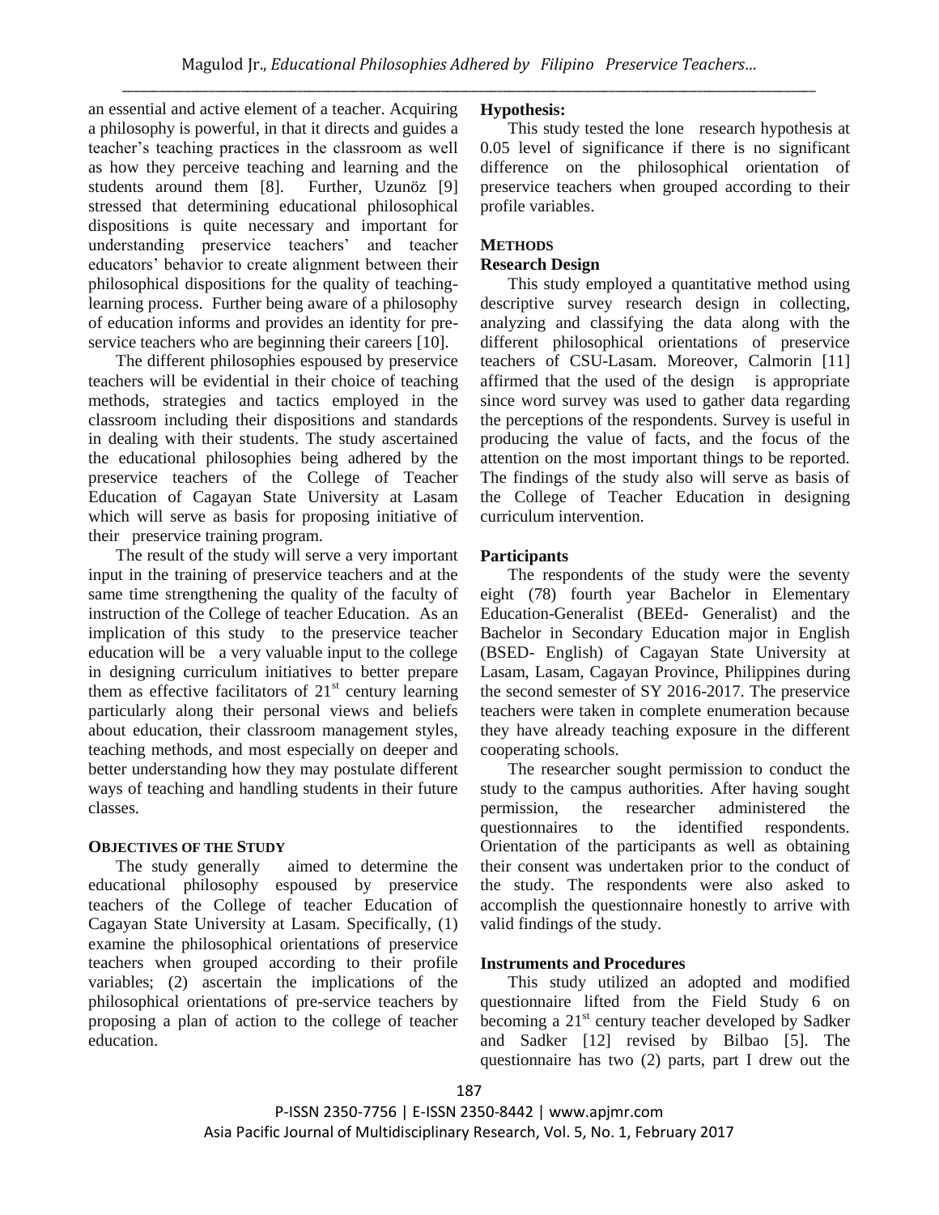an essential and active element of a teacher. Acquiring a philosophy is powerful, in that it directs and guides a teacher's teaching practices in the classroom as well as how they perceive teaching and learning and the students around them [8]. Further, Uzunöz [9] stressed that determining educational philosophical dispositions is quite necessary and important for understanding preservice teachers' and teacher educators' behavior to create alignment between their philosophical dispositions for the quality of teaching-learning process. Further being aware of a philosophy of education informs and provides an identity for pre-service teachers who are beginning their careers [10].

The different philosophies espoused by preservice teachers will be evidential in their choice of teaching methods, strategies and tactics employed in the classroom including their dispositions and standards in dealing with their students. The study ascertained the educational philosophies being adhered by the preservice teachers of the College of Teacher Education of Cagayan State University at Lasam which will serve as basis for proposing initiative of their preservice training program.

The result of the study will serve a very important input in the training of preservice teachers and at the same time strengthening the quality of the faculty of instruction of the College of teacher Education. As an implication of this study to the preservice teacher education will be a very valuable input to the college in designing curriculum initiatives to better prepare them as effective facilitators of 21[st] century learning particularly along their personal views and beliefs about education, their classroom management styles, teaching methods, and most especially on deeper and better understanding how they may postulate different ways of teaching and handling students in their future classes.

## OBJECTIVES OF THE STUDY

The study generally aimed to determine the educational philosophy espoused by preservice teachers of the College of teacher Education of Cagayan State University at Lasam. Specifically, (1) examine the philosophical orientations of preservice teachers when grouped according to their profile variables; (2) ascertain the implications of the philosophical orientations of pre-service teachers by proposing a plan of action to the college of teacher education.

### Hypothesis:

This study tested the lone research hypothesis at 0.05 level of significance if there is no significant difference on the philosophical orientation of preservice teachers when grouped according to their profile variables.

## METHODS

### Research Design

This study employed a quantitative method using descriptive survey research design in collecting, analyzing and classifying the data along with the different philosophical orientations of preservice teachers of CSU-Lasam. Moreover, Calmorin [11] affirmed that the used of the design is appropriate since word survey was used to gather data regarding the perceptions of the respondents. Survey is useful in producing the value of facts, and the focus of the attention on the most important things to be reported. The findings of the study also will serve as basis of the College of Teacher Education in designing curriculum intervention.

### Participants

The respondents of the study were the seventy eight (78) fourth year Bachelor in Elementary Education-Generalist (BEEd- Generalist) and the Bachelor in Secondary Education major in English (BSED- English) of Cagayan State University at Lasam, Lasam, Cagayan Province, Philippines during the second semester of SY 2016-2017. The preservice teachers were taken in complete enumeration because they have already teaching exposure in the different cooperating schools.

The researcher sought permission to conduct the study to the campus authorities. After having sought permission, the researcher administered the questionnaires to the identified respondents. Orientation of the participants as well as obtaining their consent was undertaken prior to the conduct of the study. The respondents were also asked to accomplish the questionnaire honestly to arrive with valid findings of the study.

### Instruments and Procedures

This study utilized an adopted and modified questionnaire lifted from the Field Study 6 on becoming a 21[st] century teacher developed by Sadker and Sadker [12] revised by Bilbao [5]. The questionnaire has two (2) parts, part I drew out the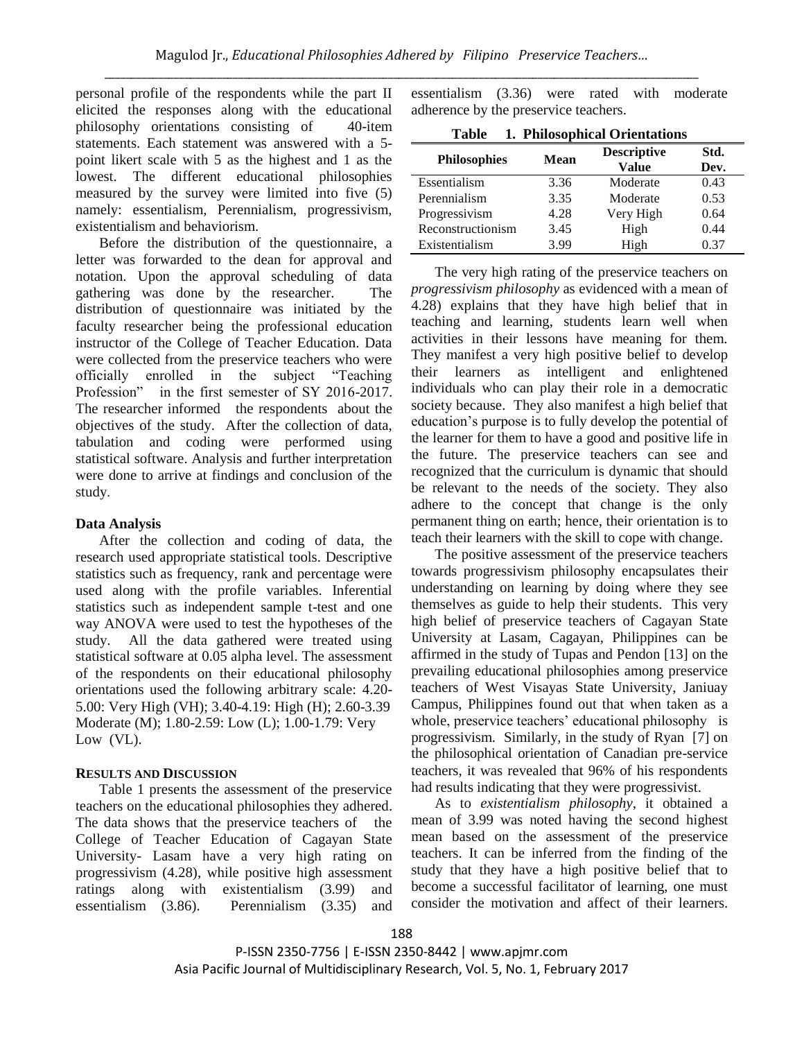personal profile of the respondents while the part II elicited the responses along with the educational philosophy orientations consisting of 40-item statements. Each statement was answered with a 5-point likert scale with 5 as the highest and 1 as the lowest. The different educational philosophies measured by the survey were limited into five (5) namely: essentialism, Perennialism, progressivism, existentialism and behaviorism.

Before the distribution of the questionnaire, a letter was forwarded to the dean for approval and notation. Upon the approval scheduling of data gathering was done by the researcher. The distribution of questionnaire was initiated by the faculty researcher being the professional education instructor of the College of Teacher Education. Data were collected from the preservice teachers who were officially enrolled in the subject "Teaching Profession" in the first semester of SY 2016-2017. The researcher informed the respondents about the objectives of the study. After the collection of data, tabulation and coding were performed using statistical software. Analysis and further interpretation were done to arrive at findings and conclusion of the study.

**Data Analysis**

After the collection and coding of data, the research used appropriate statistical tools. Descriptive statistics such as frequency, rank and percentage were used along with the profile variables. Inferential statistics such as independent sample t-test and one way ANOVA were used to test the hypotheses of the study. All the data gathered were treated using statistical software at 0.05 alpha level. The assessment of the respondents on their educational philosophy orientations used the following arbitrary scale: 4.20-5.00: Very High (VH); 3.40-4.19: High (H); 2.60-3.39 Moderate (M); 1.80-2.59: Low (L); 1.00-1.79: Very Low (VL).

## RESULTS AND DISCUSSION

Table 1 presents the assessment of the preservice teachers on the educational philosophies they adhered. The data shows that the preservice teachers of the College of Teacher Education of Cagayan State University- Lasam have a very high rating on progressivism (4.28), while positive high assessment ratings along with existentialism (3.99) and essentialism (3.86). Perennialism (3.35) and essentialism (3.36) were rated with moderate adherence by the preservice teachers.

**Table 1. Philosophical Orientations**

| Philosophies | Mean | Descriptive Value | Std. Dev. |
|---|---|---|---|
| Essentialism | 3.36 | Moderate | 0.43 |
| Perennialism | 3.35 | Moderate | 0.53 |
| Progressivism | 4.28 | Very High | 0.64 |
| Reconstructionism | 3.45 | High | 0.44 |
| Existentialism | 3.99 | High | 0.37 |

The very high rating of the preservice teachers on *progressivism philosophy* as evidenced with a mean of 4.28) explains that they have high belief that in teaching and learning, students learn well when activities in their lessons have meaning for them. They manifest a very high positive belief to develop their learners as intelligent and enlightened individuals who can play their role in a democratic society because. They also manifest a high belief that education's purpose is to fully develop the potential of the learner for them to have a good and positive life in the future. The preservice teachers can see and recognized that the curriculum is dynamic that should be relevant to the needs of the society. They also adhere to the concept that change is the only permanent thing on earth; hence, their orientation is to teach their learners with the skill to cope with change.

The positive assessment of the preservice teachers towards progressivism philosophy encapsulates their understanding on learning by doing where they see themselves as guide to help their students. This very high belief of preservice teachers of Cagayan State University at Lasam, Cagayan, Philippines can be affirmed in the study of Tupas and Pendon [13] on the prevailing educational philosophies among preservice teachers of West Visayas State University, Janiuay Campus, Philippines found out that when taken as a whole, preservice teachers' educational philosophy is progressivism. Similarly, in the study of Ryan [7] on the philosophical orientation of Canadian pre-service teachers, it was revealed that 96% of his respondents had results indicating that they were progressivist.

As to *existentialism philosophy*, it obtained a mean of 3.99 was noted having the second highest mean based on the assessment of the preservice teachers. It can be inferred from the finding of the study that they have a high positive belief that to become a successful facilitator of learning, one must consider the motivation and affect of their learners.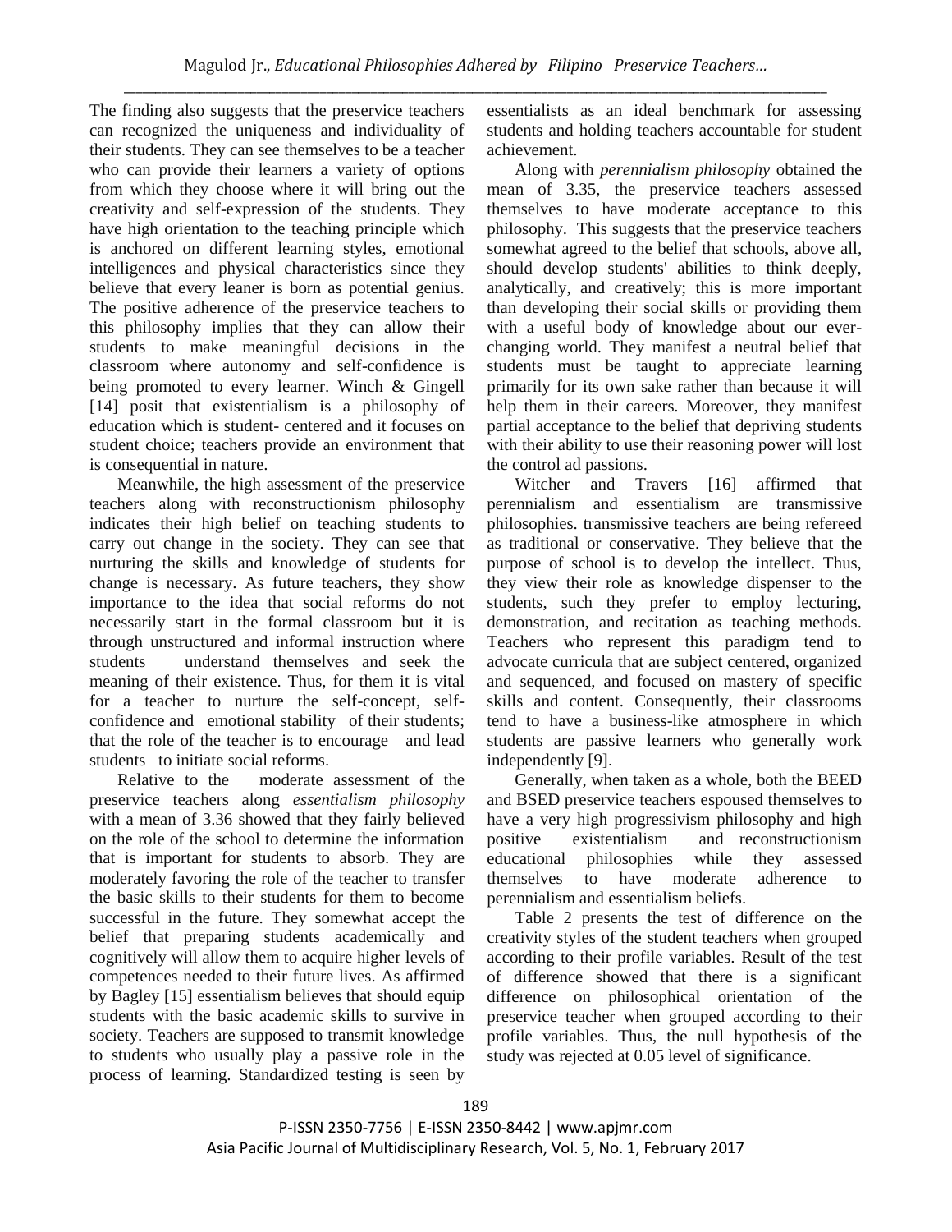The finding also suggests that the preservice teachers can recognized the uniqueness and individuality of their students. They can see themselves to be a teacher who can provide their learners a variety of options from which they choose where it will bring out the creativity and self-expression of the students. They have high orientation to the teaching principle which is anchored on different learning styles, emotional intelligences and physical characteristics since they believe that every leaner is born as potential genius. The positive adherence of the preservice teachers to this philosophy implies that they can allow their students to make meaningful decisions in the classroom where autonomy and self-confidence is being promoted to every learner. Winch & Gingell [14] posit that existentialism is a philosophy of education which is student- centered and it focuses on student choice; teachers provide an environment that is consequential in nature.

Meanwhile, the high assessment of the preservice teachers along with reconstructionism philosophy indicates their high belief on teaching students to carry out change in the society. They can see that nurturing the skills and knowledge of students for change is necessary. As future teachers, they show importance to the idea that social reforms do not necessarily start in the formal classroom but it is through unstructured and informal instruction where students understand themselves and seek the meaning of their existence. Thus, for them it is vital for a teacher to nurture the self-concept, self-confidence and emotional stability of their students; that the role of the teacher is to encourage and lead students to initiate social reforms.

Relative to the moderate assessment of the preservice teachers along *essentialism philosophy* with a mean of 3.36 showed that they fairly believed on the role of the school to determine the information that is important for students to absorb. They are moderately favoring the role of the teacher to transfer the basic skills to their students for them to become successful in the future. They somewhat accept the belief that preparing students academically and cognitively will allow them to acquire higher levels of competences needed to their future lives. As affirmed by Bagley [15] essentialism believes that should equip students with the basic academic skills to survive in society. Teachers are supposed to transmit knowledge to students who usually play a passive role in the process of learning. Standardized testing is seen by essentialists as an ideal benchmark for assessing students and holding teachers accountable for student achievement.

Along with *perennialism philosophy* obtained the mean of 3.35, the preservice teachers assessed themselves to have moderate acceptance to this philosophy. This suggests that the preservice teachers somewhat agreed to the belief that schools, above all, should develop students' abilities to think deeply, analytically, and creatively; this is more important than developing their social skills or providing them with a useful body of knowledge about our ever-changing world. They manifest a neutral belief that students must be taught to appreciate learning primarily for its own sake rather than because it will help them in their careers. Moreover, they manifest partial acceptance to the belief that depriving students with their ability to use their reasoning power will lost the control ad passions.

Witcher and Travers [16] affirmed that perennialism and essentialism are transmissive philosophies. transmissive teachers are being refereed as traditional or conservative. They believe that the purpose of school is to develop the intellect. Thus, they view their role as knowledge dispenser to the students, such they prefer to employ lecturing, demonstration, and recitation as teaching methods. Teachers who represent this paradigm tend to advocate curricula that are subject centered, organized and sequenced, and focused on mastery of specific skills and content. Consequently, their classrooms tend to have a business-like atmosphere in which students are passive learners who generally work independently [9].

Generally, when taken as a whole, both the BEED and BSED preservice teachers espoused themselves to have a very high progressivism philosophy and high positive existentialism and reconstructionism educational philosophies while they assessed themselves to have moderate adherence to perennialism and essentialism beliefs.

Table 2 presents the test of difference on the creativity styles of the student teachers when grouped according to their profile variables. Result of the test of difference showed that there is a significant difference on philosophical orientation of the preservice teacher when grouped according to their profile variables. Thus, the null hypothesis of the study was rejected at 0.05 level of significance.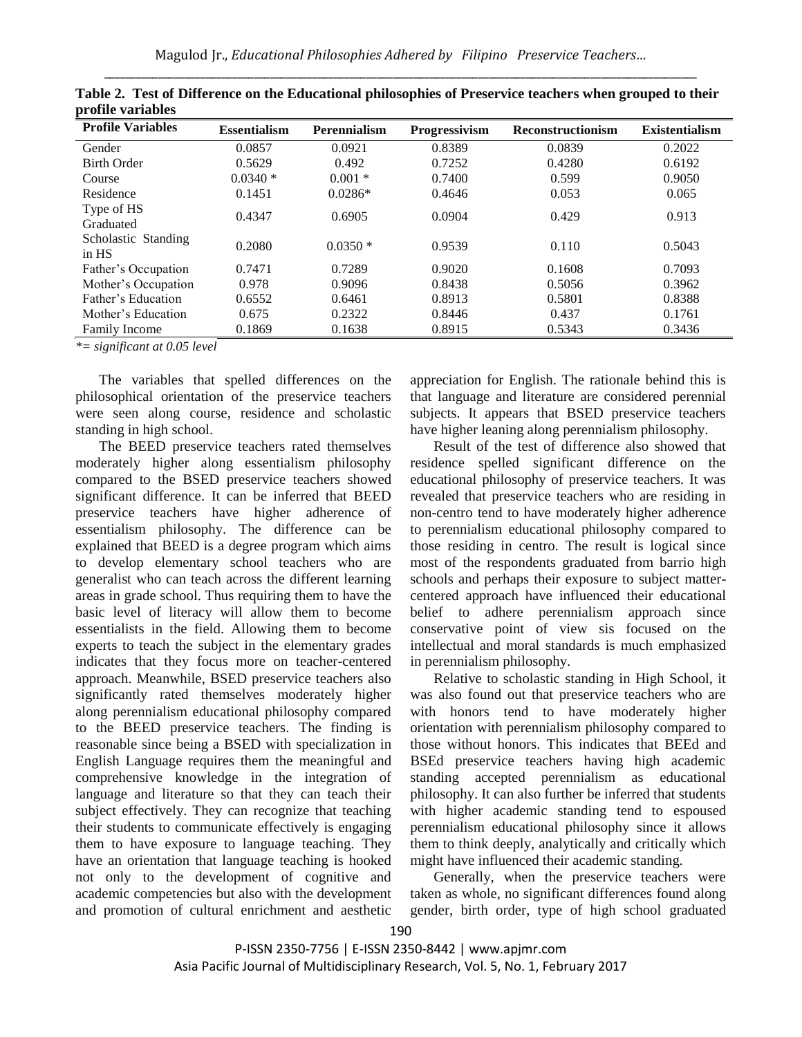**Table 2. Test of Difference on the Educational philosophies of Preservice teachers when grouped to their profile variables**

| Profile Variables | Essentialism | Perennialism | Progressivism | Reconstructionism | Existentialism |
|---|---|---|---|---|---|
| Gender | 0.0857 | 0.0921 | 0.8389 | 0.0839 | 0.2022 |
| Birth Order | 0.5629 | 0.492 | 0.7252 | 0.4280 | 0.6192 |
| Course | 0.0340 * | 0.001 * | 0.7400 | 0.599 | 0.9050 |
| Residence | 0.1451 | 0.0286* | 0.4646 | 0.053 | 0.065 |
| Type of HS Graduated | 0.4347 | 0.6905 | 0.0904 | 0.429 | 0.913 |
| Scholastic Standing in HS | 0.2080 | 0.0350 * | 0.9539 | 0.110 | 0.5043 |
| Father's Occupation | 0.7471 | 0.7289 | 0.9020 | 0.1608 | 0.7093 |
| Mother's Occupation | 0.978 | 0.9096 | 0.8438 | 0.5056 | 0.3962 |
| Father's Education | 0.6552 | 0.6461 | 0.8913 | 0.5801 | 0.8388 |
| Mother's Education | 0.675 | 0.2322 | 0.8446 | 0.437 | 0.1761 |
| Family Income | 0.1869 | 0.1638 | 0.8915 | 0.5343 | 0.3436 |

*\*= significant at 0.05 level*

The variables that spelled differences on the philosophical orientation of the preservice teachers were seen along course, residence and scholastic standing in high school.

The BEED preservice teachers rated themselves moderately higher along essentialism philosophy compared to the BSED preservice teachers showed significant difference. It can be inferred that BEED preservice teachers have higher adherence of essentialism philosophy. The difference can be explained that BEED is a degree program which aims to develop elementary school teachers who are generalist who can teach across the different learning areas in grade school. Thus requiring them to have the basic level of literacy will allow them to become essentialists in the field. Allowing them to become experts to teach the subject in the elementary grades indicates that they focus more on teacher-centered approach. Meanwhile, BSED preservice teachers also significantly rated themselves moderately higher along perennialism educational philosophy compared to the BEED preservice teachers. The finding is reasonable since being a BSED with specialization in English Language requires them the meaningful and comprehensive knowledge in the integration of language and literature so that they can teach their subject effectively. They can recognize that teaching their students to communicate effectively is engaging them to have exposure to language teaching. They have an orientation that language teaching is hooked not only to the development of cognitive and academic competencies but also with the development and promotion of cultural enrichment and aesthetic appreciation for English. The rationale behind this is that language and literature are considered perennial subjects. It appears that BSED preservice teachers have higher leaning along perennialism philosophy.

Result of the test of difference also showed that residence spelled significant difference on the educational philosophy of preservice teachers. It was revealed that preservice teachers who are residing in non-centro tend to have moderately higher adherence to perennialism educational philosophy compared to those residing in centro. The result is logical since most of the respondents graduated from barrio high schools and perhaps their exposure to subject matter-centered approach have influenced their educational belief to adhere perennialism approach since conservative point of view sis focused on the intellectual and moral standards is much emphasized in perennialism philosophy.

Relative to scholastic standing in High School, it was also found out that preservice teachers who are with honors tend to have moderately higher orientation with perennialism philosophy compared to those without honors. This indicates that BEEd and BSEd preservice teachers having high academic standing accepted perennialism as educational philosophy. It can also further be inferred that students with higher academic standing tend to espoused perennialism educational philosophy since it allows them to think deeply, analytically and critically which might have influenced their academic standing.

Generally, when the preservice teachers were taken as whole, no significant differences found along gender, birth order, type of high school graduated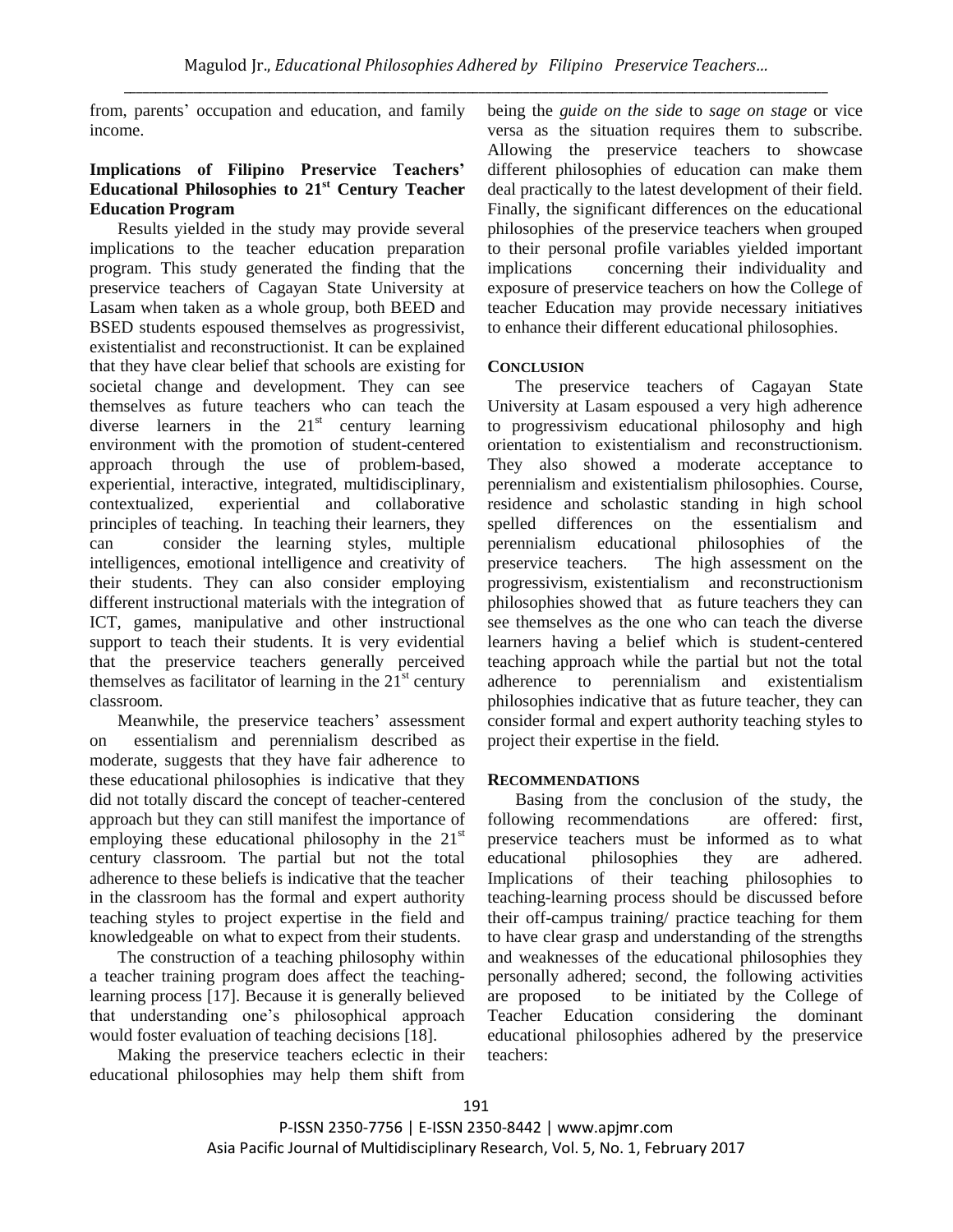from, parents' occupation and education, and family income.

### Implications of Filipino Preservice Teachers' Educational Philosophies to 21st Century Teacher Education Program

Results yielded in the study may provide several implications to the teacher education preparation program. This study generated the finding that the preservice teachers of Cagayan State University at Lasam when taken as a whole group, both BEED and BSED students espoused themselves as progressivist, existentialist and reconstructionist. It can be explained that they have clear belief that schools are existing for societal change and development. They can see themselves as future teachers who can teach the diverse learners in the 21st century learning environment with the promotion of student-centered approach through the use of problem-based, experiential, interactive, integrated, multidisciplinary, contextualized, experiential and collaborative principles of teaching. In teaching their learners, they can consider the learning styles, multiple intelligences, emotional intelligence and creativity of their students. They can also consider employing different instructional materials with the integration of ICT, games, manipulative and other instructional support to teach their students. It is very evidential that the preservice teachers generally perceived themselves as facilitator of learning in the 21st century classroom.

Meanwhile, the preservice teachers' assessment on essentialism and perennialism described as moderate, suggests that they have fair adherence to these educational philosophies is indicative that they did not totally discard the concept of teacher-centered approach but they can still manifest the importance of employing these educational philosophy in the 21st century classroom. The partial but not the total adherence to these beliefs is indicative that the teacher in the classroom has the formal and expert authority teaching styles to project expertise in the field and knowledgeable on what to expect from their students.

The construction of a teaching philosophy within a teacher training program does affect the teaching-learning process [17]. Because it is generally believed that understanding one's philosophical approach would foster evaluation of teaching decisions [18].

Making the preservice teachers eclectic in their educational philosophies may help them shift from being the *guide on the side* to *sage on stage* or vice versa as the situation requires them to subscribe. Allowing the preservice teachers to showcase different philosophies of education can make them deal practically to the latest development of their field. Finally, the significant differences on the educational philosophies of the preservice teachers when grouped to their personal profile variables yielded important implications concerning their individuality and exposure of preservice teachers on how the College of teacher Education may provide necessary initiatives to enhance their different educational philosophies.

## CONCLUSION

The preservice teachers of Cagayan State University at Lasam espoused a very high adherence to progressivism educational philosophy and high orientation to existentialism and reconstructionism. They also showed a moderate acceptance to perennialism and existentialism philosophies. Course, residence and scholastic standing in high school spelled differences on the essentialism and perennialism educational philosophies of the preservice teachers. The high assessment on the progressivism, existentialism and reconstructionism philosophies showed that as future teachers they can see themselves as the one who can teach the diverse learners having a belief which is student-centered teaching approach while the partial but not the total adherence to perennialism and existentialism philosophies indicative that as future teacher, they can consider formal and expert authority teaching styles to project their expertise in the field.

## RECOMMENDATIONS

Basing from the conclusion of the study, the following recommendations are offered: first, preservice teachers must be informed as to what educational philosophies they are adhered. Implications of their teaching philosophies to teaching-learning process should be discussed before their off-campus training/ practice teaching for them to have clear grasp and understanding of the strengths and weaknesses of the educational philosophies they personally adhered; second, the following activities are proposed to be initiated by the College of Teacher Education considering the dominant educational philosophies adhered by the preservice teachers: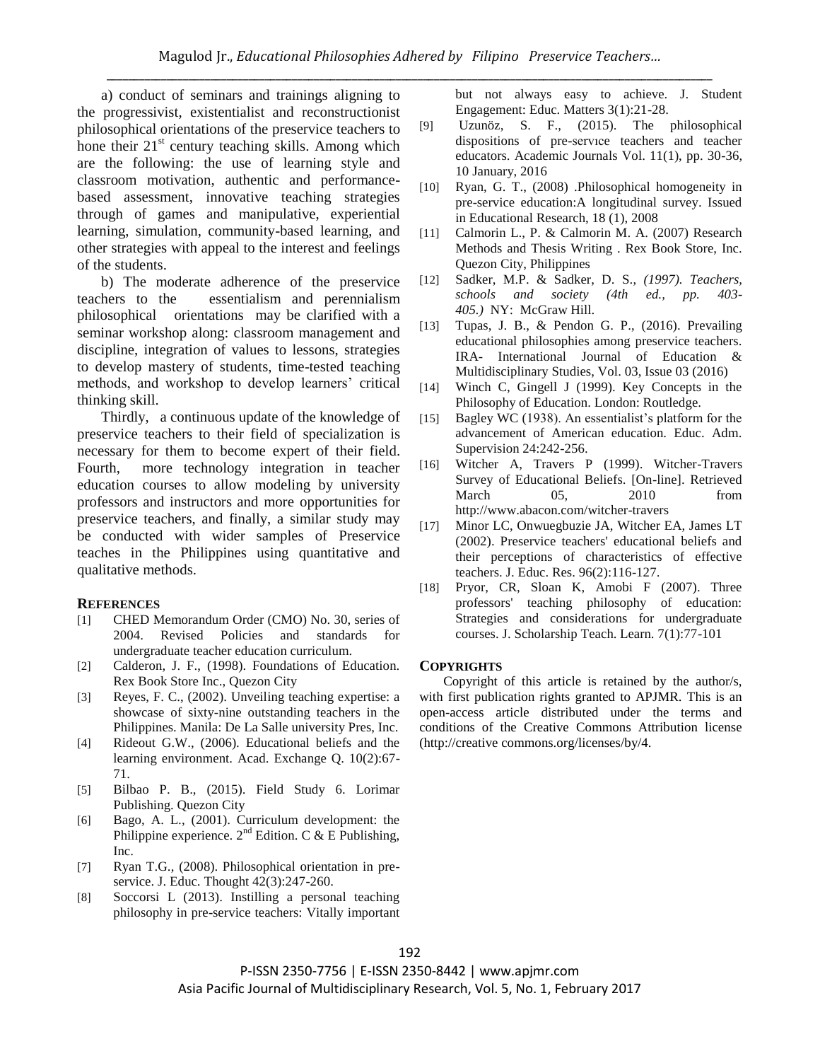a) conduct of seminars and trainings aligning to the progressivist, existentialist and reconstructionist philosophical orientations of the preservice teachers to hone their 21st century teaching skills. Among which are the following: the use of learning style and classroom motivation, authentic and performance-based assessment, innovative teaching strategies through of games and manipulative, experiential learning, simulation, community-based learning, and other strategies with appeal to the interest and feelings of the students.

b) The moderate adherence of the preservice teachers to the essentialism and perennialism philosophical orientations may be clarified with a seminar workshop along: classroom management and discipline, integration of values to lessons, strategies to develop mastery of students, time-tested teaching methods, and workshop to develop learners' critical thinking skill.

Thirdly, a continuous update of the knowledge of preservice teachers to their field of specialization is necessary for them to become expert of their field. Fourth, more technology integration in teacher education courses to allow modeling by university professors and instructors and more opportunities for preservice teachers, and finally, a similar study may be conducted with wider samples of Preservice teaches in the Philippines using quantitative and qualitative methods.

## REFERENCES

[1] CHED Memorandum Order (CMO) No. 30, series of 2004. Revised Policies and standards for undergraduate teacher education curriculum.

[2] Calderon, J. F., (1998). Foundations of Education. Rex Book Store Inc., Quezon City

[3] Reyes, F. C., (2002). Unveiling teaching expertise: a showcase of sixty-nine outstanding teachers in the Philippines. Manila: De La Salle university Pres, Inc.

[4] Rideout G.W., (2006). Educational beliefs and the learning environment. Acad. Exchange Q. 10(2):67-71.

[5] Bilbao P. B., (2015). Field Study 6. Lorimar Publishing. Quezon City

[6] Bago, A. L., (2001). Curriculum development: the Philippine experience. 2nd Edition. C & E Publishing, Inc.

[7] Ryan T.G., (2008). Philosophical orientation in pre-service. J. Educ. Thought 42(3):247-260.

[8] Soccorsi L (2013). Instilling a personal teaching philosophy in pre-service teachers: Vitally important but not always easy to achieve. J. Student Engagement: Educ. Matters 3(1):21-28.

[9] Uzunöz, S. F., (2015). The philosophical dispositions of pre-servıce teachers and teacher educators. Academic Journals Vol. 11(1), pp. 30-36, 10 January, 2016

[10] Ryan, G. T., (2008) .Philosophical homogeneity in pre-service education:A longitudinal survey. Issued in Educational Research, 18 (1), 2008

[11] Calmorin L., P. & Calmorin M. A. (2007) Research Methods and Thesis Writing . Rex Book Store, Inc. Quezon City, Philippines

[12] Sadker, M.P. & Sadker, D. S., *(1997). Teachers, schools and society (4th ed., pp. 403-405.)* NY: McGraw Hill.

[13] Tupas, J. B., & Pendon G. P., (2016). Prevailing educational philosophies among preservice teachers. IRA- International Journal of Education & Multidisciplinary Studies, Vol. 03, Issue 03 (2016)

[14] Winch C, Gingell J (1999). Key Concepts in the Philosophy of Education. London: Routledge.

[15] Bagley WC (1938). An essentialist's platform for the advancement of American education. Educ. Adm. Supervision 24:242-256.

[16] Witcher A, Travers P (1999). Witcher-Travers Survey of Educational Beliefs. [On-line]. Retrieved March 05, 2010 from http://www.abacon.com/witcher-travers

[17] Minor LC, Onwuegbuzie JA, Witcher EA, James LT (2002). Preservice teachers' educational beliefs and their perceptions of characteristics of effective teachers. J. Educ. Res. 96(2):116-127.

[18] Pryor, CR, Sloan K, Amobi F (2007). Three professors' teaching philosophy of education: Strategies and considerations for undergraduate courses. J. Scholarship Teach. Learn. 7(1):77-101

## COPYRIGHTS

Copyright of this article is retained by the author/s, with first publication rights granted to APJMR. This is an open-access article distributed under the terms and conditions of the Creative Commons Attribution license (http://creative commons.org/licenses/by/4.